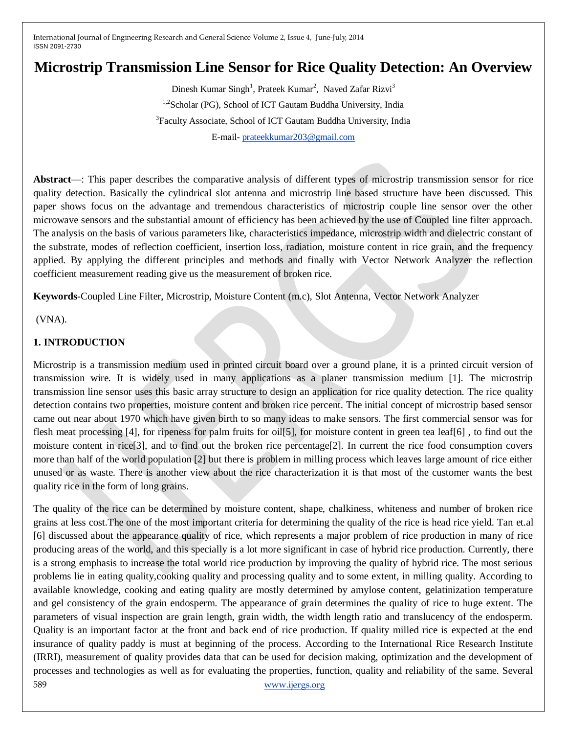# Microstrip Transmission Line Sensor for Rice Quality Detection: An Overview

Dinesh Kumar Singh[1], Prateek Kumar[2], Naved Zafar Rizvi[3]

[1,2]Scholar (PG), School of ICT Gautam Buddha University, India

[3]Faculty Associate, School of ICT Gautam Buddha University, India

E-mail- prateekkumar203@gmail.com

**Abstract**—: This paper describes the comparative analysis of different types of microstrip transmission sensor for rice quality detection. Basically the cylindrical slot antenna and microstrip line based structure have been discussed. This paper shows focus on the advantage and tremendous characteristics of microstrip couple line sensor over the other microwave sensors and the substantial amount of efficiency has been achieved by the use of Coupled line filter approach. The analysis on the basis of various parameters like, characteristics impedance, microstrip width and dielectric constant of the substrate, modes of reflection coefficient, insertion loss, radiation, moisture content in rice grain, and the frequency applied. By applying the different principles and methods and finally with Vector Network Analyzer the reflection coefficient measurement reading give us the measurement of broken rice.

**Keywords**-Coupled Line Filter, Microstrip, Moisture Content (m.c), Slot Antenna, Vector Network Analyzer (VNA).

## 1. INTRODUCTION

Microstrip is a transmission medium used in printed circuit board over a ground plane, it is a printed circuit version of transmission wire. It is widely used in many applications as a planer transmission medium [1]. The microstrip transmission line sensor uses this basic array structure to design an application for rice quality detection. The rice quality detection contains two properties, moisture content and broken rice percent. The initial concept of microstrip based sensor came out near about 1970 which have given birth to so many ideas to make sensors. The first commercial sensor was for flesh meat processing [4], for ripeness for palm fruits for oil[5], for moisture content in green tea leaf[6] , to find out the moisture content in rice[3], and to find out the broken rice percentage[2]. In current the rice food consumption covers more than half of the world population [2] but there is problem in milling process which leaves large amount of rice either unused or as waste. There is another view about the rice characterization it is that most of the customer wants the best quality rice in the form of long grains.

The quality of the rice can be determined by moisture content, shape, chalkiness, whiteness and number of broken rice grains at less cost.The one of the most important criteria for determining the quality of the rice is head rice yield. Tan et.al [6] discussed about the appearance quality of rice, which represents a major problem of rice production in many of rice producing areas of the world, and this specially is a lot more significant in case of hybrid rice production. Currently, there is a strong emphasis to increase the total world rice production by improving the quality of hybrid rice. The most serious problems lie in eating quality,cooking quality and processing quality and to some extent, in milling quality. According to available knowledge, cooking and eating quality are mostly determined by amylose content, gelatinization temperature and gel consistency of the grain endosperm. The appearance of grain determines the quality of rice to huge extent. The parameters of visual inspection are grain length, grain width, the width length ratio and translucency of the endosperm. Quality is an important factor at the front and back end of rice production. If quality milled rice is expected at the end insurance of quality paddy is must at beginning of the process. According to the International Rice Research Institute (IRRI), measurement of quality provides data that can be used for decision making, optimization and the development of processes and technologies as well as for evaluating the properties, function, quality and reliability of the same. Several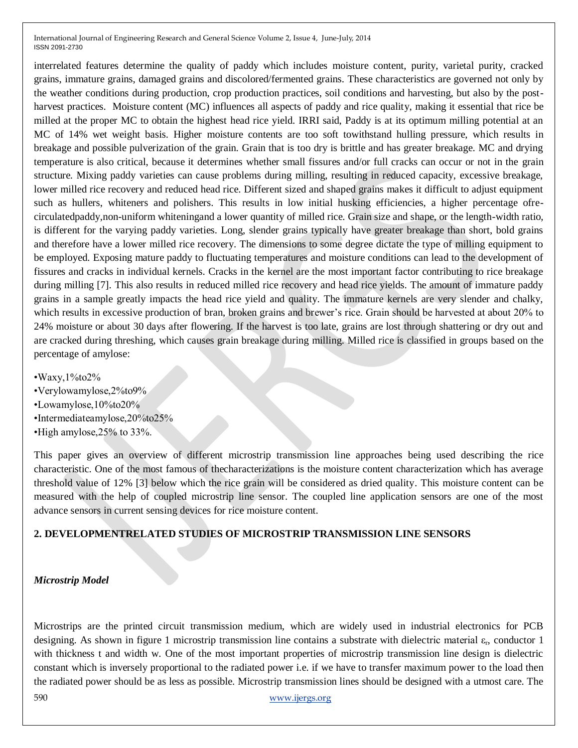interrelated features determine the quality of paddy which includes moisture content, purity, varietal purity, cracked grains, immature grains, damaged grains and discolored/fermented grains. These characteristics are governed not only by the weather conditions during production, crop production practices, soil conditions and harvesting, but also by the post-harvest practices. Moisture content (MC) influences all aspects of paddy and rice quality, making it essential that rice be milled at the proper MC to obtain the highest head rice yield. IRRI said, Paddy is at its optimum milling potential at an MC of 14% wet weight basis. Higher moisture contents are too soft towithstand hulling pressure, which results in breakage and possible pulverization of the grain. Grain that is too dry is brittle and has greater breakage. MC and drying temperature is also critical, because it determines whether small fissures and/or full cracks can occur or not in the grain structure. Mixing paddy varieties can cause problems during milling, resulting in reduced capacity, excessive breakage, lower milled rice recovery and reduced head rice. Different sized and shaped grains makes it difficult to adjust equipment such as hullers, whiteners and polishers. This results in low initial husking efficiencies, a higher percentage ofre-circulatedpaddy,non-uniform whiteningand a lower quantity of milled rice. Grain size and shape, or the length-width ratio, is different for the varying paddy varieties. Long, slender grains typically have greater breakage than short, bold grains and therefore have a lower milled rice recovery. The dimensions to some degree dictate the type of milling equipment to be employed. Exposing mature paddy to fluctuating temperatures and moisture conditions can lead to the development of fissures and cracks in individual kernels. Cracks in the kernel are the most important factor contributing to rice breakage during milling [7]. This also results in reduced milled rice recovery and head rice yields. The amount of immature paddy grains in a sample greatly impacts the head rice yield and quality. The immature kernels are very slender and chalky, which results in excessive production of bran, broken grains and brewer's rice. Grain should be harvested at about 20% to 24% moisture or about 30 days after flowering. If the harvest is too late, grains are lost through shattering or dry out and are cracked during threshing, which causes grain breakage during milling. Milled rice is classified in groups based on the percentage of amylose:

- Waxy,1%to2%
- Verylowamylose,2%to9%
- Lowamylose,10%to20%
- Intermediateamylose,20%to25%
- High amylose,25% to 33%.

This paper gives an overview of different microstrip transmission line approaches being used describing the rice characteristic. One of the most famous of thecharacterizations is the moisture content characterization which has average threshold value of 12% [3] below which the rice grain will be considered as dried quality. This moisture content can be measured with the help of coupled microstrip line sensor. The coupled line application sensors are one of the most advance sensors in current sensing devices for rice moisture content.

## 2. DEVELOPMENTRELATED STUDIES OF MICROSTRIP TRANSMISSION LINE SENSORS

### *Microstrip Model*

Microstrips are the printed circuit transmission medium, which are widely used in industrial electronics for PCB designing. As shown in figure 1 microstrip transmission line contains a substrate with dielectric material $\varepsilon_r$, conductor 1 with thickness t and width w. One of the most important properties of microstrip transmission line design is dielectric constant which is inversely proportional to the radiated power i.e. if we have to transfer maximum power to the load then the radiated power should be as less as possible. Microstrip transmission lines should be designed with a utmost care. The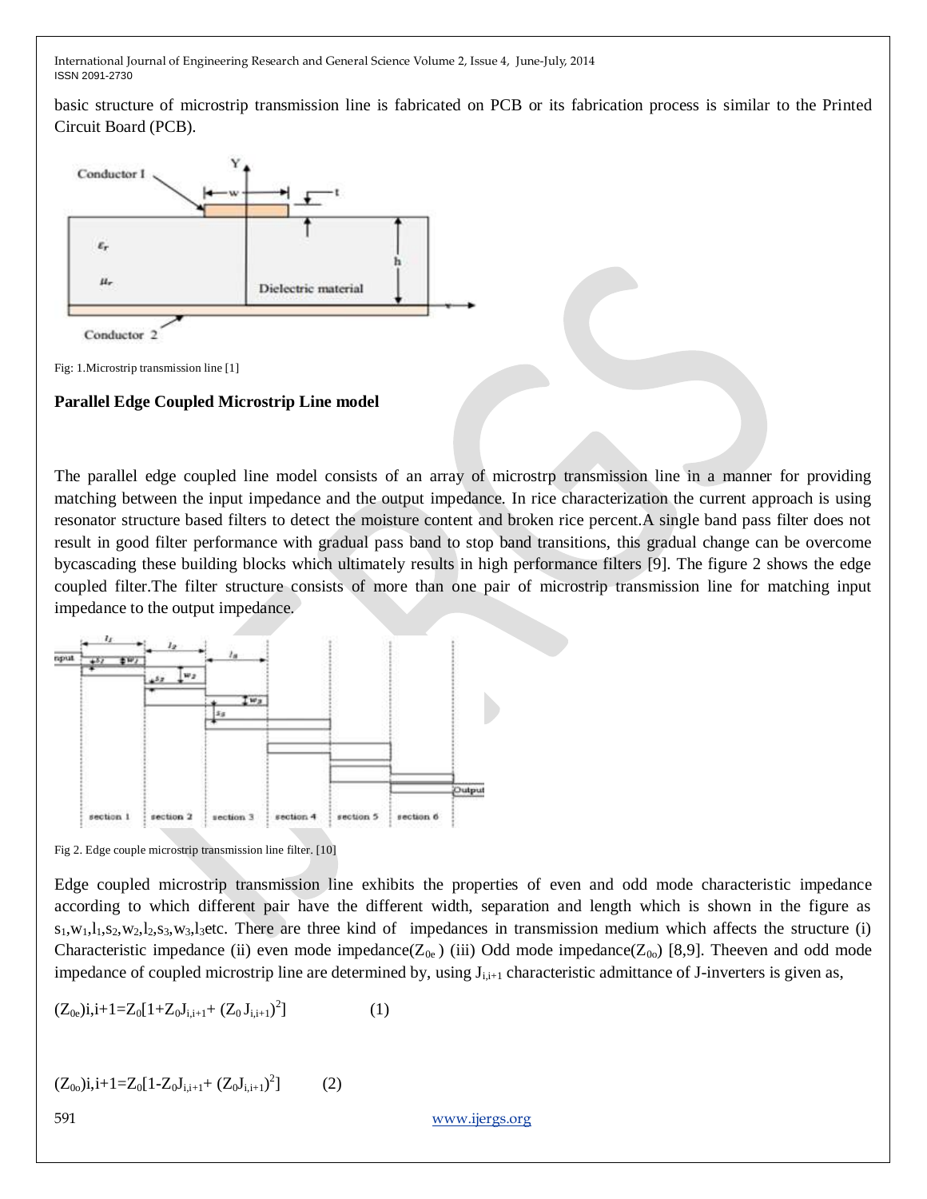basic structure of microstrip transmission line is fabricated on PCB or its fabrication process is similar to the Printed Circuit Board (PCB).

Fig: 1.Microstrip transmission line [1]

**Parallel Edge Coupled Microstrip Line model**

The parallel edge coupled line model consists of an array of microstrp transmission line in a manner for providing matching between the input impedance and the output impedance. In rice characterization the current approach is using resonator structure based filters to detect the moisture content and broken rice percent.A single band pass filter does not result in good filter performance with gradual pass band to stop band transitions, this gradual change can be overcome bycascading these building blocks which ultimately results in high performance filters [9]. The figure 2 shows the edge coupled filter.The filter structure consists of more than one pair of microstrip transmission line for matching input impedance to the output impedance.

Fig 2. Edge couple microstrip transmission line filter. [10]

Edge coupled microstrip transmission line exhibits the properties of even and odd mode characteristic impedance according to which different pair have the different width, separation and length which is shown in the figure as $s_1,w_1,l_1,s_2,w_2,l_2,s_3,w_3,l_3$etc. There are three kind of impedances in transmission medium which affects the structure (i) Characteristic impedance (ii) even mode impedance($Z_{0e}$) (iii) Odd mode impedance($Z_{0o}$) [8,9]. Theeven and odd mode impedance of coupled microstrip line are determined by, using $J_{i,i+1}$ characteristic admittance of J-inverters is given as,

$$(Z_{0e})_{i,i+1}=Z_0[1+Z_0J_{i,i+1}+(Z_0J_{i,i+1})^2] \qquad (1)$$

$$(Z_{0o})_{i,i+1}=Z_0[1-Z_0J_{i,i+1}+(Z_0J_{i,i+1})^2] \qquad (2)$$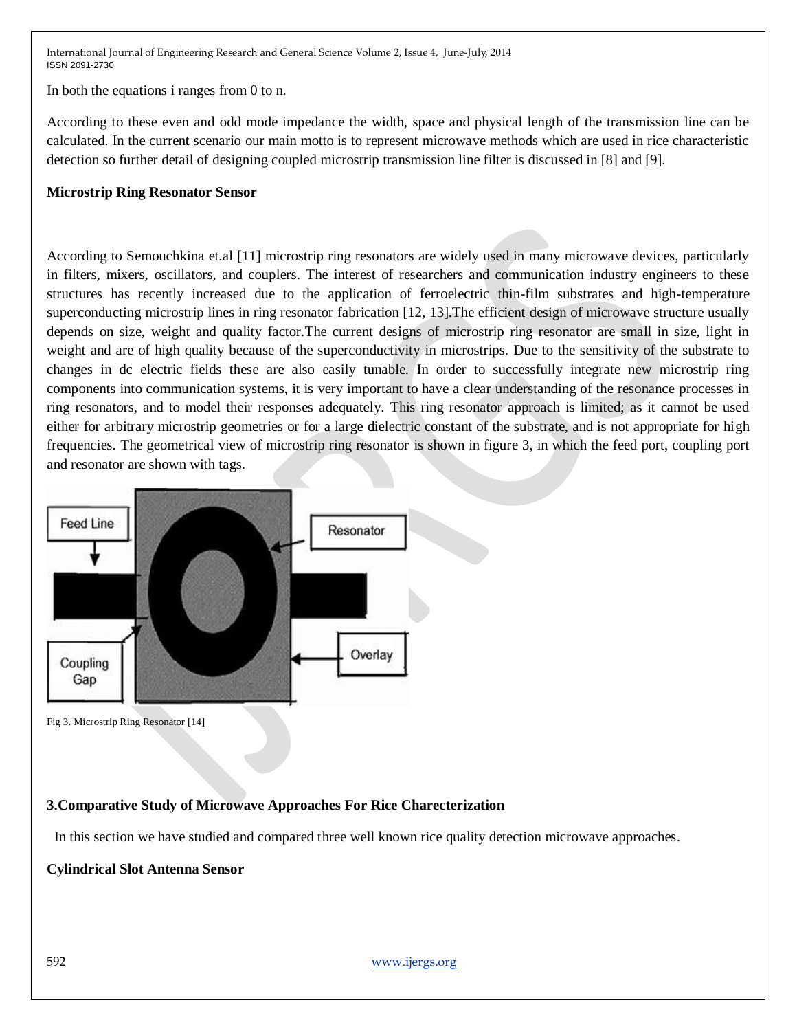In both the equations i ranges from 0 to n.

According to these even and odd mode impedance the width, space and physical length of the transmission line can be calculated. In the current scenario our main motto is to represent microwave methods which are used in rice characteristic detection so further detail of designing coupled microstrip transmission line filter is discussed in [8] and [9].

**Microstrip Ring Resonator Sensor**

According to Semouchkina et.al [11] microstrip ring resonators are widely used in many microwave devices, particularly in filters, mixers, oscillators, and couplers. The interest of researchers and communication industry engineers to these structures has recently increased due to the application of ferroelectric thin-film substrates and high-temperature superconducting microstrip lines in ring resonator fabrication [12, 13].The efficient design of microwave structure usually depends on size, weight and quality factor.The current designs of microstrip ring resonator are small in size, light in weight and are of high quality because of the superconductivity in microstrips. Due to the sensitivity of the substrate to changes in dc electric fields these are also easily tunable. In order to successfully integrate new microstrip ring components into communication systems, it is very important to have a clear understanding of the resonance processes in ring resonators, and to model their responses adequately. This ring resonator approach is limited; as it cannot be used either for arbitrary microstrip geometries or for a large dielectric constant of the substrate, and is not appropriate for high frequencies. The geometrical view of microstrip ring resonator is shown in figure 3, in which the feed port, coupling port and resonator are shown with tags.

Feed Line

Resonator

Coupling Gap

Overlay

Fig 3. Microstrip Ring Resonator [14]

## 3.Comparative Study of Microwave Approaches For Rice Charecterization

In this section we have studied and compared three well known rice quality detection microwave approaches.

**Cylindrical Slot Antenna Sensor**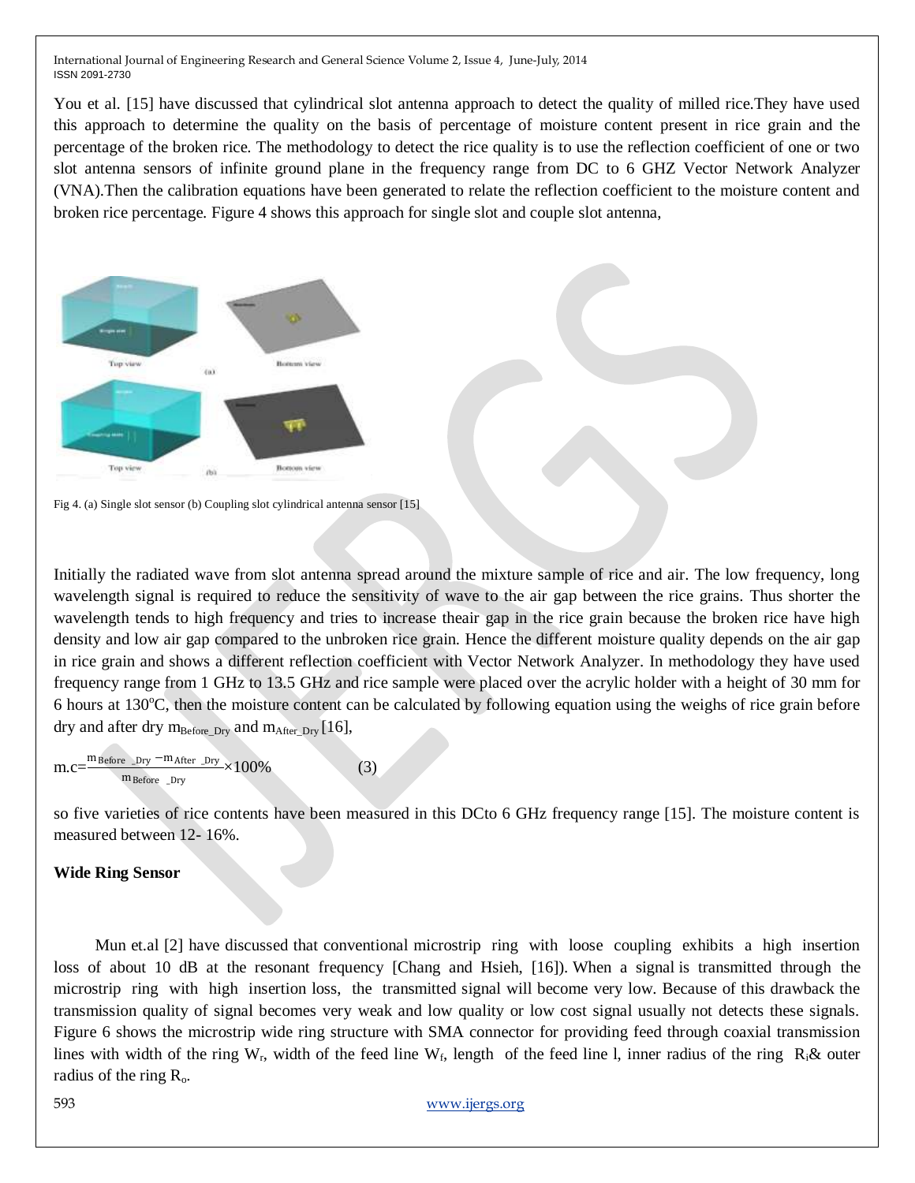You et al. [15] have discussed that cylindrical slot antenna approach to detect the quality of milled rice.They have used this approach to determine the quality on the basis of percentage of moisture content present in rice grain and the percentage of the broken rice. The methodology to detect the rice quality is to use the reflection coefficient of one or two slot antenna sensors of infinite ground plane in the frequency range from DC to 6 GHZ Vector Network Analyzer (VNA).Then the calibration equations have been generated to relate the reflection coefficient to the moisture content and broken rice percentage. Figure 4 shows this approach for single slot and couple slot antenna,

Fig 4. (a) Single slot sensor (b) Coupling slot cylindrical antenna sensor [15]

Initially the radiated wave from slot antenna spread around the mixture sample of rice and air. The low frequency, long wavelength signal is required to reduce the sensitivity of wave to the air gap between the rice grains. Thus shorter the wavelength tends to high frequency and tries to increase theair gap in the rice grain because the broken rice have high density and low air gap compared to the unbroken rice grain. Hence the different moisture quality depends on the air gap in rice grain and shows a different reflection coefficient with Vector Network Analyzer. In methodology they have used frequency range from 1 GHz to 13.5 GHz and rice sample were placed over the acrylic holder with a height of 30 mm for 6 hours at 130°C, then the moisture content can be calculated by following equation using the weighs of rice grain before dry and after dry $m_{Before\_Dry}$ and $m_{After\_Dry}$ [16],

$$m.c = \frac{m_{Before\_Dry} - m_{After\_Dry}}{m_{Before\_Dry}} \times 100\% \qquad (3)$$

so five varieties of rice contents have been measured in this DCto 6 GHz frequency range [15]. The moisture content is measured between 12- 16%.

**Wide Ring Sensor**

Mun et.al [2] have discussed that conventional microstrip ring with loose coupling exhibits a high insertion loss of about 10 dB at the resonant frequency [Chang and Hsieh, [16]). When a signal is transmitted through the microstrip ring with high insertion loss, the transmitted signal will become very low. Because of this drawback the transmission quality of signal becomes very weak and low quality or low cost signal usually not detects these signals. Figure 6 shows the microstrip wide ring structure with SMA connector for providing feed through coaxial transmission lines with width of the ring $W_r$, width of the feed line $W_f$, length of the feed line l, inner radius of the ring $R_i$& outer radius of the ring $R_o$.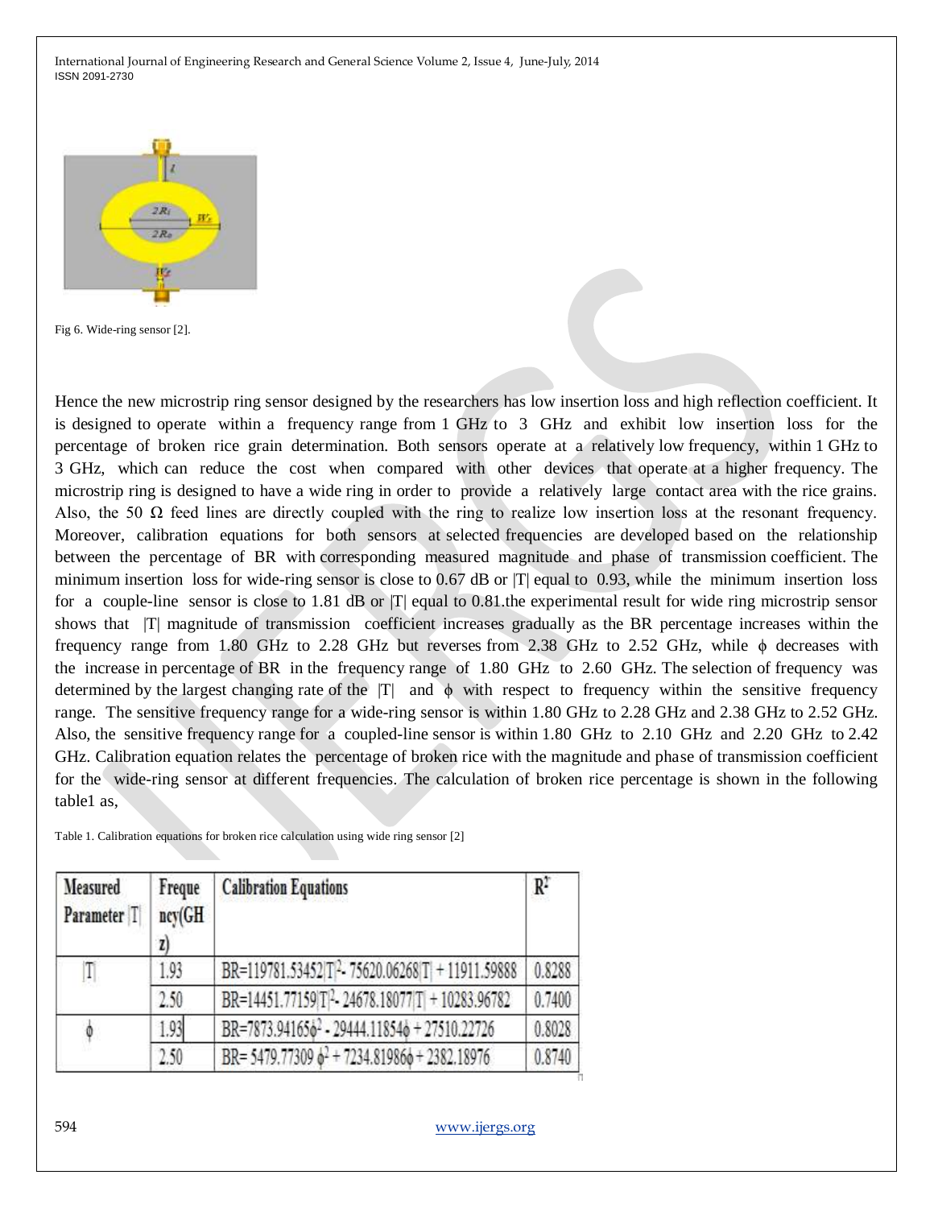Fig 6. Wide-ring sensor [2].

Hence the new microstrip ring sensor designed by the researchers has low insertion loss and high reflection coefficient. It is designed to operate within a frequency range from 1 GHz to 3 GHz and exhibit low insertion loss for the percentage of broken rice grain determination. Both sensors operate at a relatively low frequency, within 1 GHz to 3 GHz, which can reduce the cost when compared with other devices that operate at a higher frequency. The microstrip ring is designed to have a wide ring in order to provide a relatively large contact area with the rice grains. Also, the 50 Ω feed lines are directly coupled with the ring to realize low insertion loss at the resonant frequency. Moreover, calibration equations for both sensors at selected frequencies are developed based on the relationship between the percentage of BR with corresponding measured magnitude and phase of transmission coefficient. The minimum insertion loss for wide-ring sensor is close to 0.67 dB or $|T|$ equal to 0.93, while the minimum insertion loss for a couple-line sensor is close to 1.81 dB or $|T|$ equal to 0.81.the experimental result for wide ring microstrip sensor shows that $|T|$ magnitude of transmission coefficient increases gradually as the BR percentage increases within the frequency range from 1.80 GHz to 2.28 GHz but reverses from 2.38 GHz to 2.52 GHz, while $\phi$ decreases with the increase in percentage of BR in the frequency range of 1.80 GHz to 2.60 GHz. The selection of frequency was determined by the largest changing rate of the $|T|$ and $\phi$ with respect to frequency within the sensitive frequency range. The sensitive frequency range for a wide-ring sensor is within 1.80 GHz to 2.28 GHz and 2.38 GHz to 2.52 GHz. Also, the sensitive frequency range for a coupled-line sensor is within 1.80 GHz to 2.10 GHz and 2.20 GHz to 2.42 GHz. Calibration equation relates the percentage of broken rice with the magnitude and phase of transmission coefficient for the wide-ring sensor at different frequencies. The calculation of broken rice percentage is shown in the following table1 as,

Table 1. Calibration equations for broken rice calculation using wide ring sensor [2]

| Measured Parameter $\|T\|$ | Frequency(GHz) | Calibration Equations | $R^2$ |
|---|---|---|---|
| $\|T\|$ | 1.93 | $BR=119781.53452\|T\|^2 - 75620.06268\|T\| + 11911.59888$ | 0.8288 |
| | 2.50 | $BR=14451.77159\|T\|^2 - 24678.18077\|T\| + 10283.96782$ | 0.7400 |
| $\phi$ | 1.93 | $BR=7873.94165\phi^2 - 29444.11854\phi + 27510.22726$ | 0.8028 |
| | 2.50 | $BR= 5479.77309\phi^2 + 7234.81986\phi + 2382.18976$ | 0.8740 |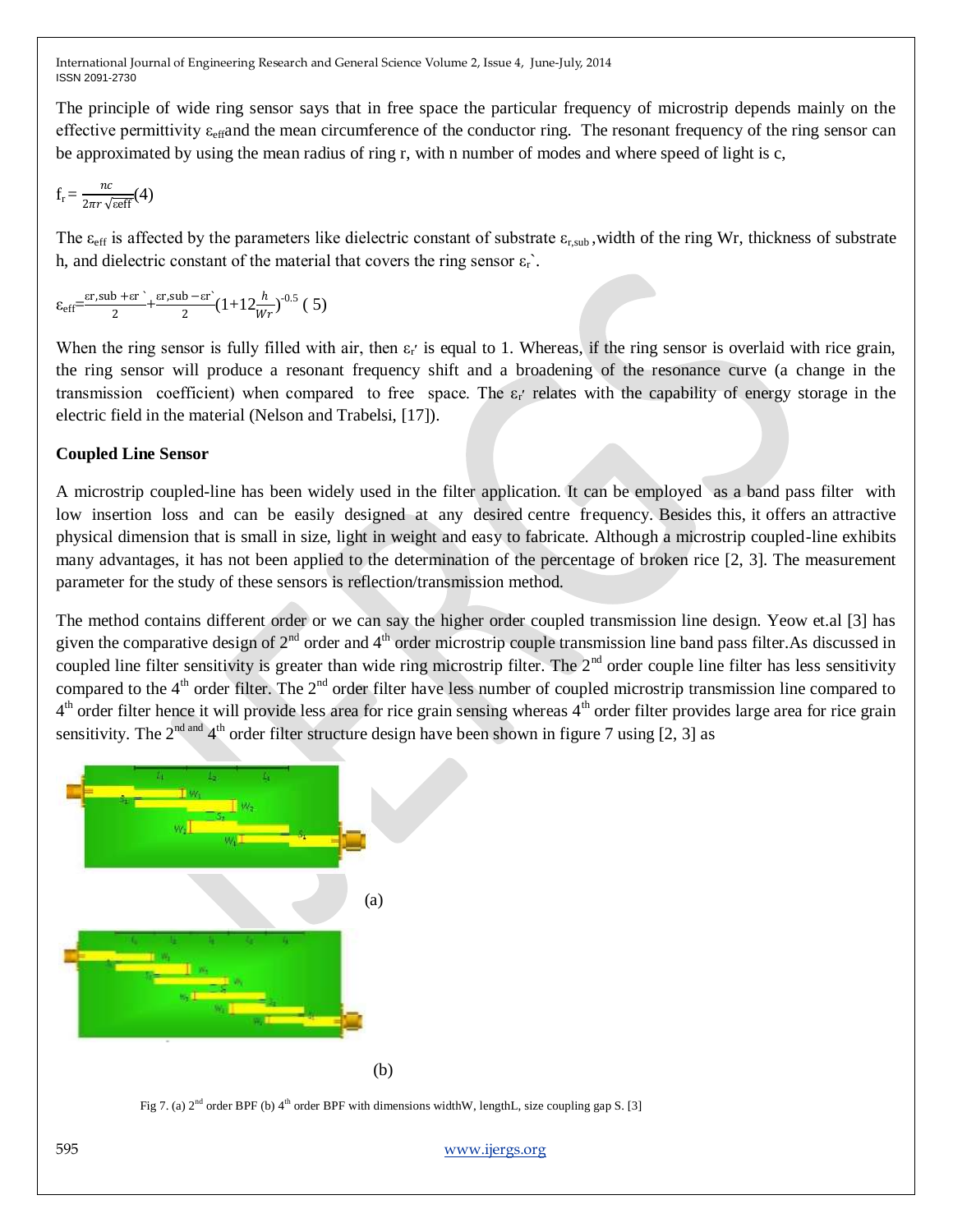The principle of wide ring sensor says that in free space the particular frequency of microstrip depends mainly on the effective permittivity $\varepsilon_{eff}$ and the mean circumference of the conductor ring. The resonant frequency of the ring sensor can be approximated by using the mean radius of ring r, with n number of modes and where speed of light is c,

$$f_r = \frac{nc}{2\pi r\sqrt{\varepsilon_{eff}}} \quad (4)$$

The $\varepsilon_{eff}$ is affected by the parameters like dielectric constant of substrate $\varepsilon_{r,sub}$, width of the ring Wr, thickness of substrate h, and dielectric constant of the material that covers the ring sensor $\varepsilon_r$`.

$$\varepsilon_{eff} = \frac{\varepsilon_{r,sub} + \varepsilon_r'}{2} + \frac{\varepsilon_{r,sub} - \varepsilon_r'}{2}\left(1 + 12\frac{h}{Wr}\right)^{-0.5} \quad (5)$$

When the ring sensor is fully filled with air, then $\varepsilon_{r'}$ is equal to 1. Whereas, if the ring sensor is overlaid with rice grain, the ring sensor will produce a resonant frequency shift and a broadening of the resonance curve (a change in the transmission coefficient) when compared to free space. The $\varepsilon_{r'}$ relates with the capability of energy storage in the electric field in the material (Nelson and Trabelsi, [17]).

**Coupled Line Sensor**

A microstrip coupled-line has been widely used in the filter application. It can be employed as a band pass filter with low insertion loss and can be easily designed at any desired centre frequency. Besides this, it offers an attractive physical dimension that is small in size, light in weight and easy to fabricate. Although a microstrip coupled-line exhibits many advantages, it has not been applied to the determination of the percentage of broken rice [2, 3]. The measurement parameter for the study of these sensors is reflection/transmission method.

The method contains different order or we can say the higher order coupled transmission line design. Yeow et.al [3] has given the comparative design of 2nd order and 4th order microstrip couple transmission line band pass filter.As discussed in coupled line filter sensitivity is greater than wide ring microstrip filter. The 2nd order couple line filter has less sensitivity compared to the 4th order filter. The 2nd order filter have less number of coupled microstrip transmission line compared to 4th order filter hence it will provide less area for rice grain sensing whereas 4th order filter provides large area for rice grain sensitivity. The 2nd and 4th order filter structure design have been shown in figure 7 using [2, 3] as

(a)

(b)

Fig 7. (a) 2nd order BPF (b) 4th order BPF with dimensions widthW, lengthL, size coupling gap S. [3]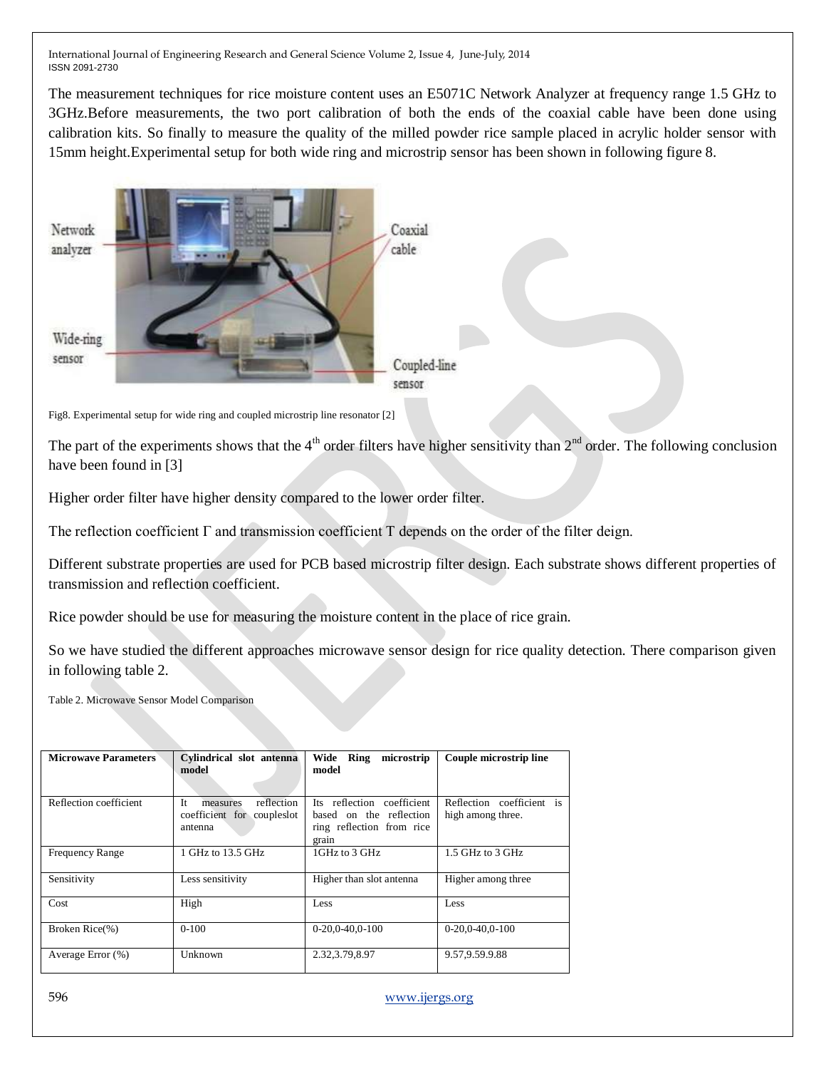The measurement techniques for rice moisture content uses an E5071C Network Analyzer at frequency range 1.5 GHz to 3GHz.Before measurements, the two port calibration of both the ends of the coaxial cable have been done using calibration kits. So finally to measure the quality of the milled powder rice sample placed in acrylic holder sensor with 15mm height.Experimental setup for both wide ring and microstrip sensor has been shown in following figure 8.

Fig8. Experimental setup for wide ring and coupled microstrip line resonator [2]

The part of the experiments shows that the 4th order filters have higher sensitivity than 2nd order. The following conclusion have been found in [3]

Higher order filter have higher density compared to the lower order filter.

The reflection coefficient Γ and transmission coefficient T depends on the order of the filter deign.

Different substrate properties are used for PCB based microstrip filter design. Each substrate shows different properties of transmission and reflection coefficient.

Rice powder should be use for measuring the moisture content in the place of rice grain.

So we have studied the different approaches microwave sensor design for rice quality detection. There comparison given in following table 2.

Table 2. Microwave Sensor Model Comparison

| **Microwave Parameters** | **Cylindrical slot antenna model** | **Wide Ring microstrip model** | **Couple microstrip line** |
|---|---|---|---|
| Reflection coefficient | It measures reflection coefficient for coupleslot antenna | Its reflection coefficient based on the reflection ring reflection from rice grain | Reflection coefficient is high among three. |
| Frequency Range | 1 GHz to 13.5 GHz | 1GHz to 3 GHz | 1.5 GHz to 3 GHz |
| Sensitivity | Less sensitivity | Higher than slot antenna | Higher among three |
| Cost | High | Less | Less |
| Broken Rice(%) | 0-100 | 0-20,0-40,0-100 | 0-20,0-40,0-100 |
| Average Error (%) | Unknown | 2.32,3.79,8.97 | 9.57,9.59.9.88 |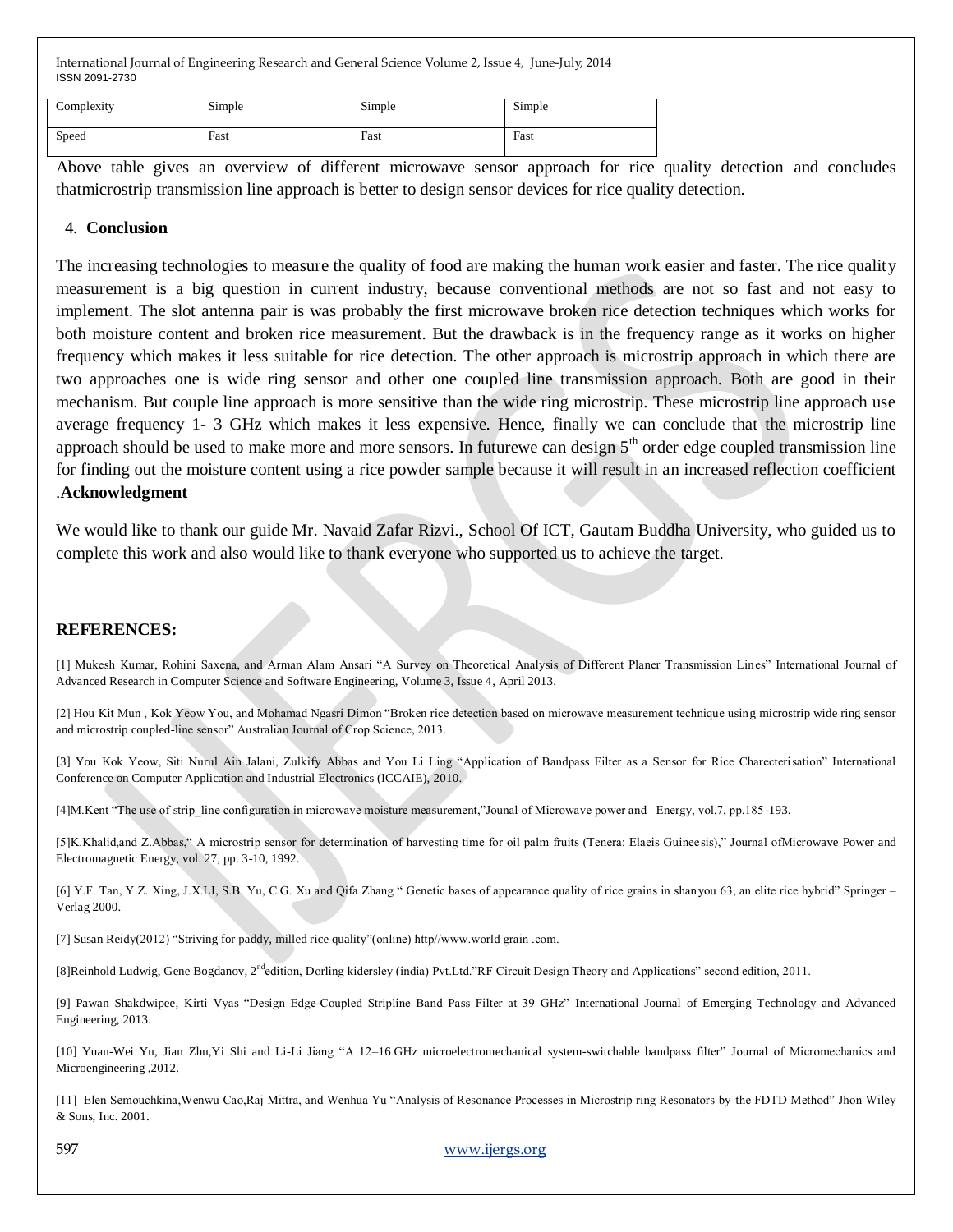| Complexity | Simple | Simple | Simple |
|---|---|---|---|
| Speed | Fast | Fast | Fast |

Above table gives an overview of different microwave sensor approach for rice quality detection and concludes thatmicrostrip transmission line approach is better to design sensor devices for rice quality detection.

## 4. Conclusion

The increasing technologies to measure the quality of food are making the human work easier and faster. The rice quality measurement is a big question in current industry, because conventional methods are not so fast and not easy to implement. The slot antenna pair is was probably the first microwave broken rice detection techniques which works for both moisture content and broken rice measurement. But the drawback is in the frequency range as it works on higher frequency which makes it less suitable for rice detection. The other approach is microstrip approach in which there are two approaches one is wide ring sensor and other one coupled line transmission approach. Both are good in their mechanism. But couple line approach is more sensitive than the wide ring microstrip. These microstrip line approach use average frequency 1- 3 GHz which makes it less expensive. Hence, finally we can conclude that the microstrip line approach should be used to make more and more sensors. In futurewe can design $5^{th}$ order edge coupled transmission line for finding out the moisture content using a rice powder sample because it will result in an increased reflection coefficient .**Acknowledgment**

We would like to thank our guide Mr. Navaid Zafar Rizvi., School Of ICT, Gautam Buddha University, who guided us to complete this work and also would like to thank everyone who supported us to achieve the target.

## REFERENCES:

[1] Mukesh Kumar, Rohini Saxena, and Arman Alam Ansari "A Survey on Theoretical Analysis of Different Planer Transmission Lines" International Journal of Advanced Research in Computer Science and Software Engineering, Volume 3, Issue 4, April 2013.

[2] Hou Kit Mun , Kok Yeow You, and Mohamad Ngasri Dimon "Broken rice detection based on microwave measurement technique using microstrip wide ring sensor and microstrip coupled-line sensor" Australian Journal of Crop Science, 2013.

[3] You Kok Yeow, Siti Nurul Ain Jalani, Zulkify Abbas and You Li Ling "Application of Bandpass Filter as a Sensor for Rice Charecterisation" International Conference on Computer Application and Industrial Electronics (ICCAIE), 2010.

[4]M.Kent "The use of strip_line configuration in microwave moisture measurement,"Jounal of Microwave power and Energy, vol.7, pp.185-193.

[5]K.Khalid,and Z.Abbas," A microstrip sensor for determination of harvesting time for oil palm fruits (Tenera: Elaeis Guineesis)," Journal ofMicrowave Power and Electromagnetic Energy, vol. 27, pp. 3-10, 1992.

[6] Y.F. Tan, Y.Z. Xing, J.X.LI, S.B. Yu, C.G. Xu and Qifa Zhang " Genetic bases of appearance quality of rice grains in shanyou 63, an elite rice hybrid" Springer – Verlag 2000.

[7] Susan Reidy(2012) "Striving for paddy, milled rice quality"(online) http//www.world grain .com.

[8]Reinhold Ludwig, Gene Bogdanov, 2nd edition, Dorling kidersley (india) Pvt.Ltd."RF Circuit Design Theory and Applications" second edition, 2011.

[9] Pawan Shakdwipee, Kirti Vyas "Design Edge-Coupled Stripline Band Pass Filter at 39 GHz" International Journal of Emerging Technology and Advanced Engineering, 2013.

[10] Yuan-Wei Yu, Jian Zhu,Yi Shi and Li-Li Jiang "A 12–16 GHz microelectromechanical system-switchable bandpass filter" Journal of Micromechanics and Microengineering ,2012.

[11] Elen Semouchkina,Wenwu Cao,Raj Mittra, and Wenhua Yu "Analysis of Resonance Processes in Microstrip ring Resonators by the FDTD Method" Jhon Wiley & Sons, Inc. 2001.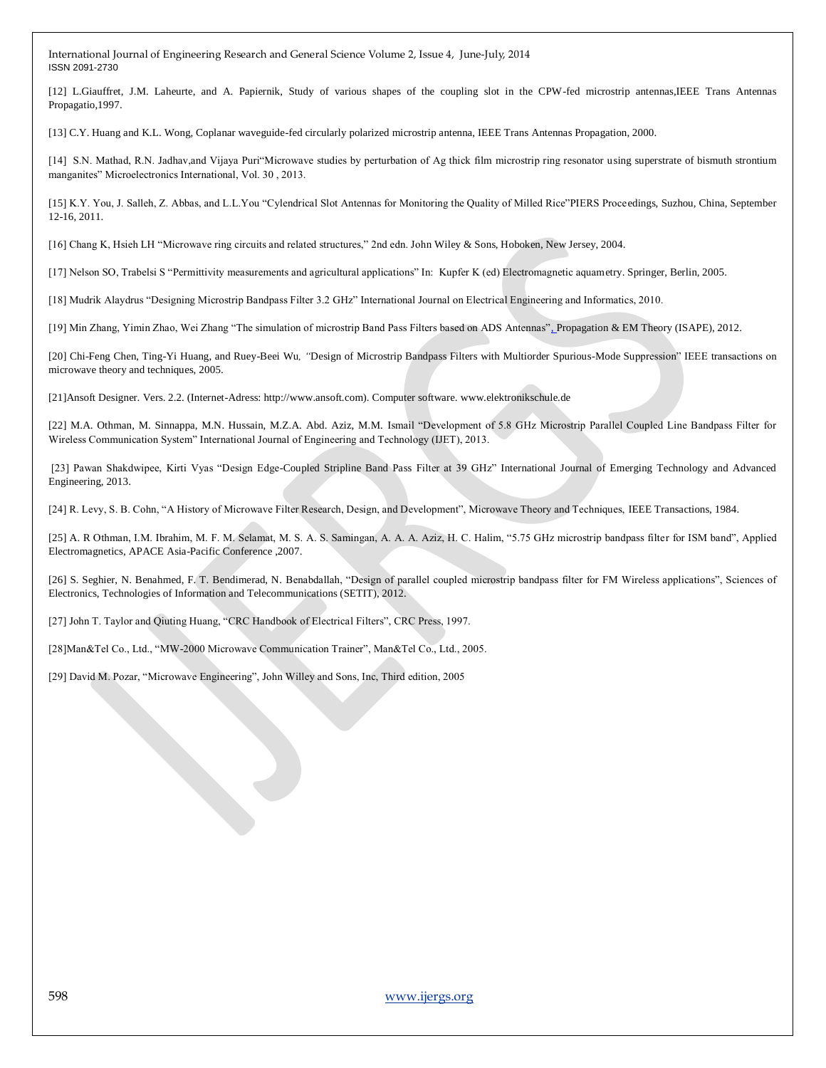[12] L.Giauffret, J.M. Laheurte, and A. Papiernik, Study of various shapes of the coupling slot in the CPW-fed microstrip antennas,IEEE Trans Antennas Propagatio,1997.

[13] C.Y. Huang and K.L. Wong, Coplanar waveguide-fed circularly polarized microstrip antenna, IEEE Trans Antennas Propagation, 2000.

[14] S.N. Mathad, R.N. Jadhav,and Vijaya Puri"Microwave studies by perturbation of Ag thick film microstrip ring resonator using superstrate of bismuth strontium manganites" Microelectronics International, Vol. 30 , 2013.

[15] K.Y. You, J. Salleh, Z. Abbas, and L.L.You "Cylendrical Slot Antennas for Monitoring the Quality of Milled Rice"PIERS Proceedings, Suzhou, China, September 12-16, 2011.

[16] Chang K, Hsieh LH "Microwave ring circuits and related structures," 2nd edn. John Wiley & Sons, Hoboken, New Jersey, 2004.

[17] Nelson SO, Trabelsi S "Permittivity measurements and agricultural applications" In: Kupfer K (ed) Electromagnetic aquametry. Springer, Berlin, 2005.

[18] Mudrik Alaydrus "Designing Microstrip Bandpass Filter 3.2 GHz" International Journal on Electrical Engineering and Informatics, 2010.

[19] Min Zhang, Yimin Zhao, Wei Zhang "The simulation of microstrip Band Pass Filters based on ADS Antennas", Propagation & EM Theory (ISAPE), 2012.

[20] Chi-Feng Chen, Ting-Yi Huang, and Ruey-Beei Wu, "Design of Microstrip Bandpass Filters with Multiorder Spurious-Mode Suppression" IEEE transactions on microwave theory and techniques, 2005.

[21]Ansoft Designer. Vers. 2.2. (Internet-Adress: http://www.ansoft.com). Computer software. www.elektronikschule.de

[22] M.A. Othman, M. Sinnappa, M.N. Hussain, M.Z.A. Abd. Aziz, M.M. Ismail "Development of 5.8 GHz Microstrip Parallel Coupled Line Bandpass Filter for Wireless Communication System" International Journal of Engineering and Technology (IJET), 2013.

[23] Pawan Shakdwipee, Kirti Vyas "Design Edge-Coupled Stripline Band Pass Filter at 39 GHz" International Journal of Emerging Technology and Advanced Engineering, 2013.

[24] R. Levy, S. B. Cohn, "A History of Microwave Filter Research, Design, and Development", Microwave Theory and Techniques, IEEE Transactions, 1984.

[25] A. R Othman, I.M. Ibrahim, M. F. M. Selamat, M. S. A. S. Samingan, A. A. A. Aziz, H. C. Halim, "5.75 GHz microstrip bandpass filter for ISM band", Applied Electromagnetics, APACE Asia-Pacific Conference ,2007.

[26] S. Seghier, N. Benahmed, F. T. Bendimerad, N. Benabdallah, "Design of parallel coupled microstrip bandpass filter for FM Wireless applications", Sciences of Electronics, Technologies of Information and Telecommunications (SETIT), 2012.

[27] John T. Taylor and Qiuting Huang, "CRC Handbook of Electrical Filters", CRC Press, 1997.

[28]Man&Tel Co., Ltd., "MW-2000 Microwave Communication Trainer", Man&Tel Co., Ltd., 2005.

[29] David M. Pozar, "Microwave Engineering", John Willey and Sons, Inc, Third edition, 2005